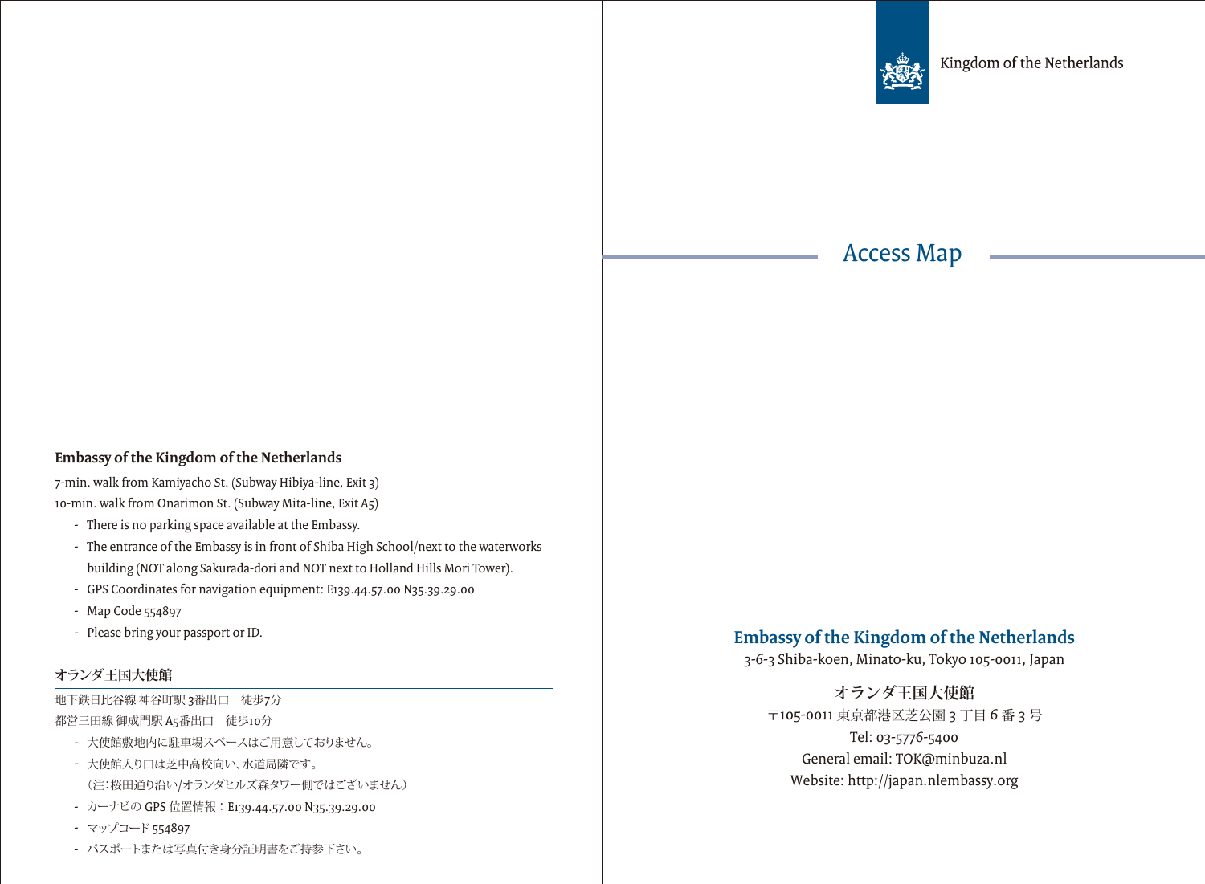## Embassy of the Kingdom of the Netherlands

7-min. walk from Kamiyacho St. (Subway Hibiya-line, Exit 3)
10-min. walk from Onarimon St. (Subway Mita-line, Exit A5)

- There is no parking space available at the Embassy.
- The entrance of the Embassy is in front of Shiba High School/next to the waterworks building (NOT along Sakurada-dori and NOT next to Holland Hills Mori Tower).
- GPS Coordinates for navigation equipment: E139.44.57.00 N35.39.29.00
- Map Code 554897
- Please bring your passport or ID.

## オランダ王国大使館

地下鉄日比谷線 神谷町駅 3番出口　徒歩7分
都営三田線 御成門駅 A5番出口　徒歩10分

- 大使館敷地内に駐車場スペースはご用意しておりません。
- 大使館入り口は芝中高校向い、水道局隣です。
  （注：桜田通り沿い/オランダヒルズ森タワー側ではございません）
- カーナビの GPS 位置情報：E139.44.57.00 N35.39.29.00
- マップコード 554897
- パスポートまたは写真付き身分証明書をご持参下さい。

Kingdom of the Netherlands

# Access Map

**Embassy of the Kingdom of the Netherlands**
3-6-3 Shiba-koen, Minato-ku, Tokyo 105-0011, Japan

**オランダ王国大使館**
〒105-0011 東京都港区芝公園 3 丁目 6 番 3 号
Tel: 03-5776-5400
General email: TOK@minbuza.nl
Website: http://japan.nlembassy.org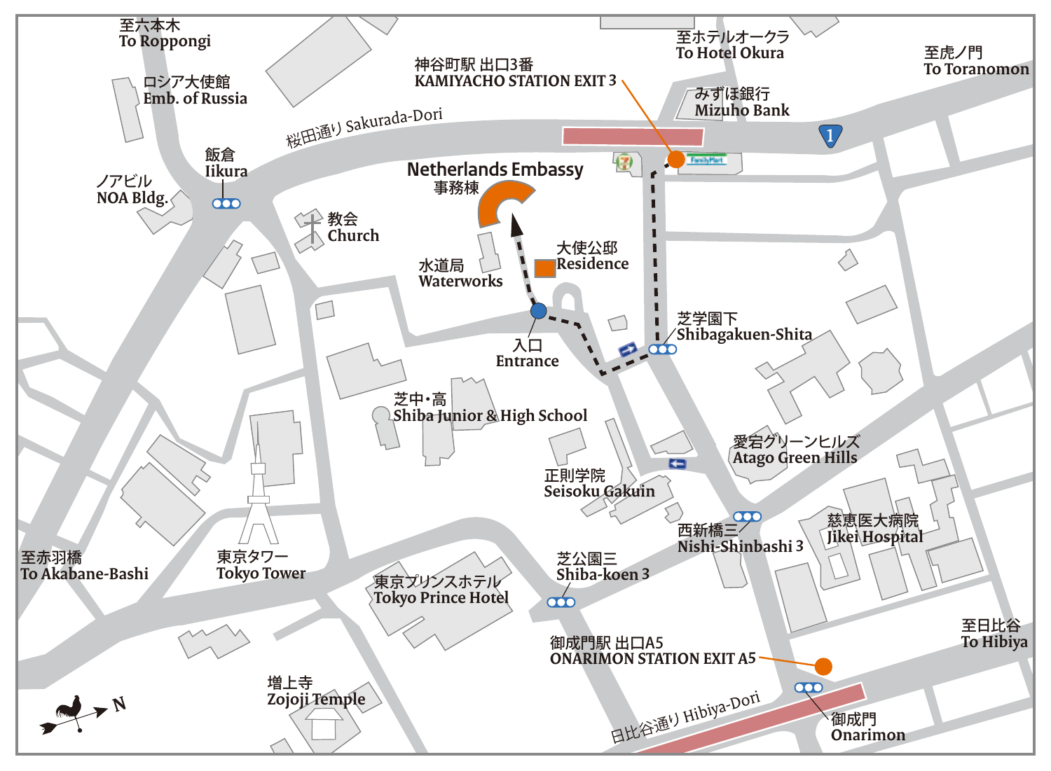至六本木
To Roppongi

ロシア大使館
Emb. of Russia

神谷町駅 出口3番
KAMIYACHO STATION EXIT 3

至ホテルオークラ
To Hotel Okura

至虎ノ門
To Toranomon

みずほ銀行
Mizuho Bank

桜田通り Sakurada-Dori

1

飯倉
Iikura

ノアビル
NOA Bldg.

Netherlands Embassy
事務棟

教会
Church

大使公邸
Residence

水道局
Waterworks

入口
Entrance

芝学園下
Shibagakuen-Shita

芝中・高
Shiba Junior & High School

愛宕グリーンヒルズ
Atago Green Hills

正則学院
Seisoku Gakuin

西新橋三
Nishi-Shinbashi 3

慈恵医大病院
Jikei Hospital

至赤羽橋
To Akabane-Bashi

東京タワー
Tokyo Tower

東京プリンスホテル
Tokyo Prince Hotel

芝公園三
Shiba-koen 3

御成門駅 出口A5
ONARIMON STATION EXIT A5

至日比谷
To Hibiya

増上寺
Zojoji Temple

日比谷通り Hibiya-Dori

御成門
Onarimon

N